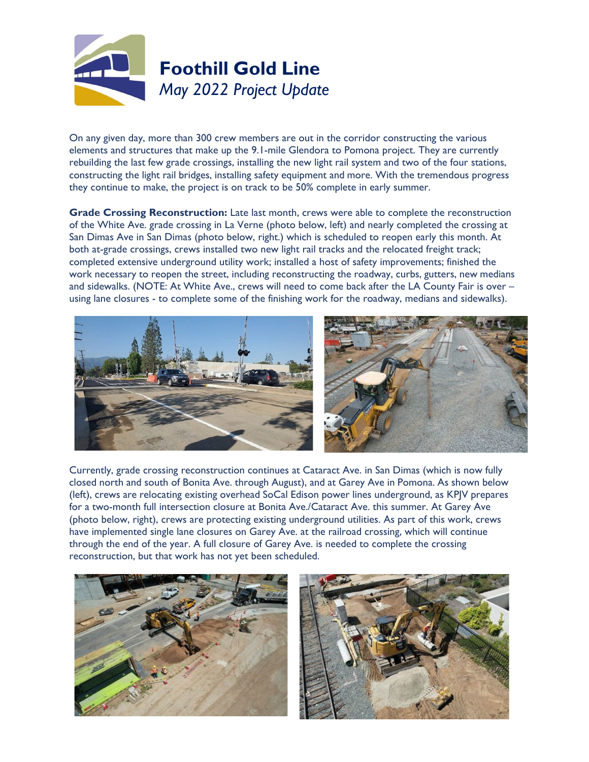# Foothill Gold Line

*May 2022 Project Update*

On any given day, more than 300 crew members are out in the corridor constructing the various elements and structures that make up the 9.1-mile Glendora to Pomona project. They are currently rebuilding the last few grade crossings, installing the new light rail system and two of the four stations, constructing the light rail bridges, installing safety equipment and more. With the tremendous progress they continue to make, the project is on track to be 50% complete in early summer.

**Grade Crossing Reconstruction:** Late last month, crews were able to complete the reconstruction of the White Ave. grade crossing in La Verne (photo below, left) and nearly completed the crossing at San Dimas Ave in San Dimas (photo below, right.) which is scheduled to reopen early this month. At both at-grade crossings, crews installed two new light rail tracks and the relocated freight track; completed extensive underground utility work; installed a host of safety improvements; finished the work necessary to reopen the street, including reconstructing the roadway, curbs, gutters, new medians and sidewalks. (NOTE: At White Ave., crews will need to come back after the LA County Fair is over – using lane closures - to complete some of the finishing work for the roadway, medians and sidewalks).

Currently, grade crossing reconstruction continues at Cataract Ave. in San Dimas (which is now fully closed north and south of Bonita Ave. through August), and at Garey Ave in Pomona. As shown below (left), crews are relocating existing overhead SoCal Edison power lines underground, as KPJV prepares for a two-month full intersection closure at Bonita Ave./Cataract Ave. this summer. At Garey Ave (photo below, right), crews are protecting existing underground utilities. As part of this work, crews have implemented single lane closures on Garey Ave. at the railroad crossing, which will continue through the end of the year. A full closure of Garey Ave. is needed to complete the crossing reconstruction, but that work has not yet been scheduled.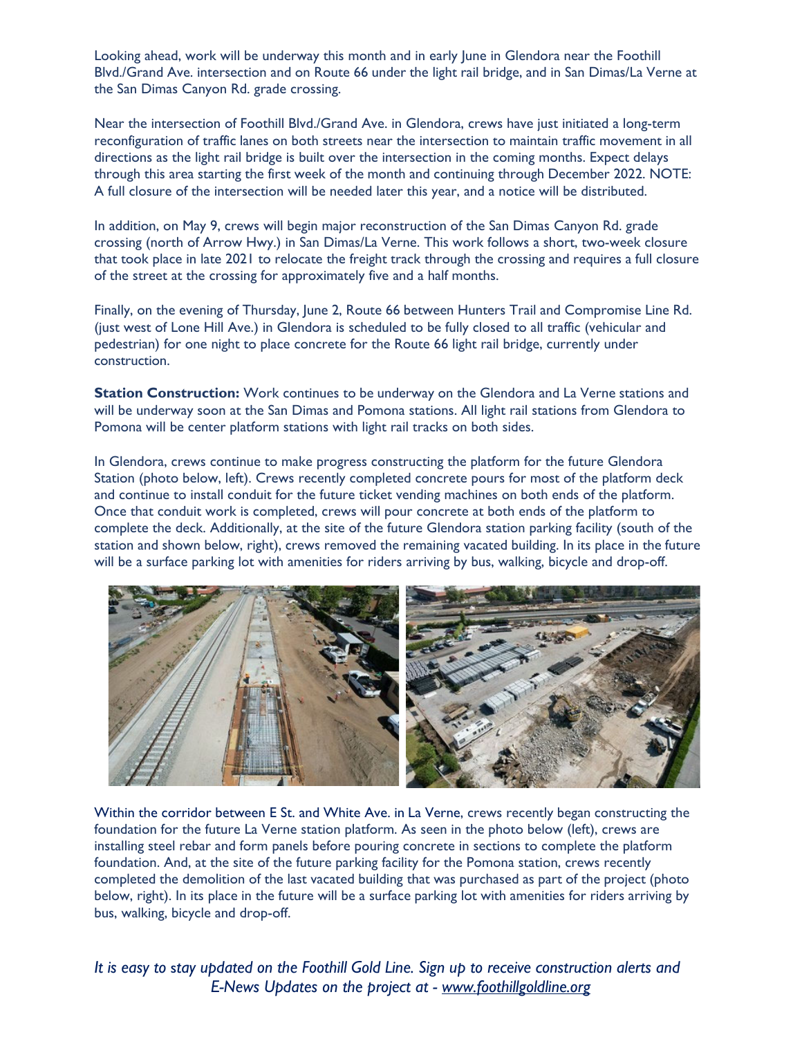Looking ahead, work will be underway this month and in early June in Glendora near the Foothill Blvd./Grand Ave. intersection and on Route 66 under the light rail bridge, and in San Dimas/La Verne at the San Dimas Canyon Rd. grade crossing.

Near the intersection of Foothill Blvd./Grand Ave. in Glendora, crews have just initiated a long-term reconfiguration of traffic lanes on both streets near the intersection to maintain traffic movement in all directions as the light rail bridge is built over the intersection in the coming months. Expect delays through this area starting the first week of the month and continuing through December 2022. NOTE: A full closure of the intersection will be needed later this year, and a notice will be distributed.

In addition, on May 9, crews will begin major reconstruction of the San Dimas Canyon Rd. grade crossing (north of Arrow Hwy.) in San Dimas/La Verne. This work follows a short, two-week closure that took place in late 2021 to relocate the freight track through the crossing and requires a full closure of the street at the crossing for approximately five and a half months.

Finally, on the evening of Thursday, June 2, Route 66 between Hunters Trail and Compromise Line Rd. (just west of Lone Hill Ave.) in Glendora is scheduled to be fully closed to all traffic (vehicular and pedestrian) for one night to place concrete for the Route 66 light rail bridge, currently under construction.

**Station Construction:** Work continues to be underway on the Glendora and La Verne stations and will be underway soon at the San Dimas and Pomona stations. All light rail stations from Glendora to Pomona will be center platform stations with light rail tracks on both sides.

In Glendora, crews continue to make progress constructing the platform for the future Glendora Station (photo below, left). Crews recently completed concrete pours for most of the platform deck and continue to install conduit for the future ticket vending machines on both ends of the platform. Once that conduit work is completed, crews will pour concrete at both ends of the platform to complete the deck. Additionally, at the site of the future Glendora station parking facility (south of the station and shown below, right), crews removed the remaining vacated building. In its place in the future will be a surface parking lot with amenities for riders arriving by bus, walking, bicycle and drop-off.

Within the corridor between E St. and White Ave. in La Verne, crews recently began constructing the foundation for the future La Verne station platform. As seen in the photo below (left), crews are installing steel rebar and form panels before pouring concrete in sections to complete the platform foundation. And, at the site of the future parking facility for the Pomona station, crews recently completed the demolition of the last vacated building that was purchased as part of the project (photo below, right). In its place in the future will be a surface parking lot with amenities for riders arriving by bus, walking, bicycle and drop-off.

*It is easy to stay updated on the Foothill Gold Line. Sign up to receive construction alerts and E-News Updates on the project at - [www.foothillgoldline.org](www.foothillgoldline.org)*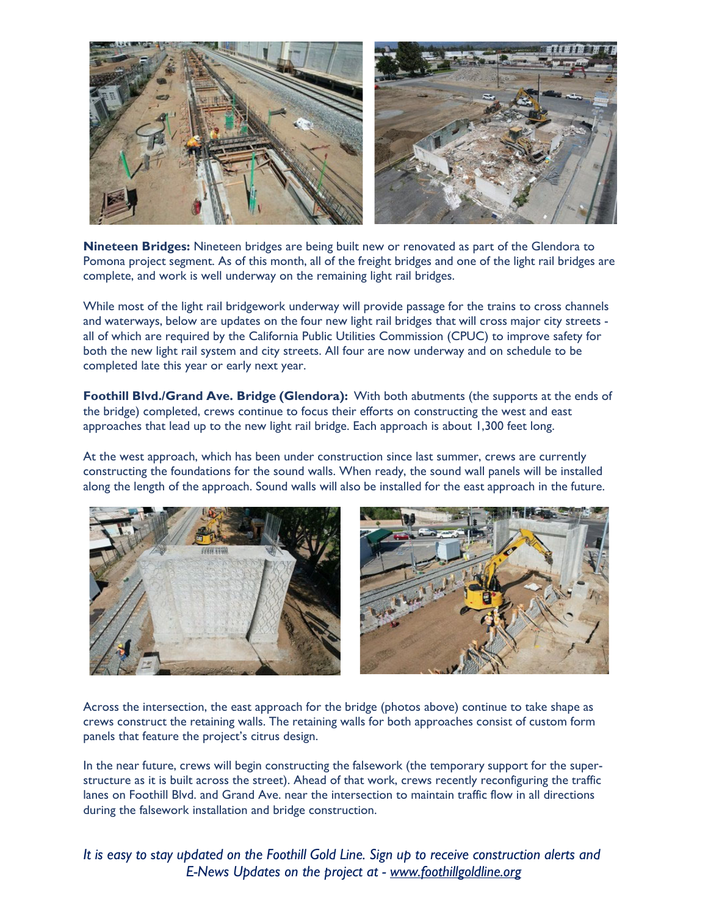**Nineteen Bridges:** Nineteen bridges are being built new or renovated as part of the Glendora to Pomona project segment. As of this month, all of the freight bridges and one of the light rail bridges are complete, and work is well underway on the remaining light rail bridges.

While most of the light rail bridgework underway will provide passage for the trains to cross channels and waterways, below are updates on the four new light rail bridges that will cross major city streets - all of which are required by the California Public Utilities Commission (CPUC) to improve safety for both the new light rail system and city streets. All four are now underway and on schedule to be completed late this year or early next year.

**Foothill Blvd./Grand Ave. Bridge (Glendora):** With both abutments (the supports at the ends of the bridge) completed, crews continue to focus their efforts on constructing the west and east approaches that lead up to the new light rail bridge. Each approach is about 1,300 feet long.

At the west approach, which has been under construction since last summer, crews are currently constructing the foundations for the sound walls. When ready, the sound wall panels will be installed along the length of the approach. Sound walls will also be installed for the east approach in the future.

Across the intersection, the east approach for the bridge (photos above) continue to take shape as crews construct the retaining walls. The retaining walls for both approaches consist of custom form panels that feature the project's citrus design.

In the near future, crews will begin constructing the falsework (the temporary support for the super-structure as it is built across the street). Ahead of that work, crews recently reconfiguring the traffic lanes on Foothill Blvd. and Grand Ave. near the intersection to maintain traffic flow in all directions during the falsework installation and bridge construction.

*It is easy to stay updated on the Foothill Gold Line. Sign up to receive construction alerts and E-News Updates on the project at - [www.foothillgoldline.org](http://www.foothillgoldline.org)*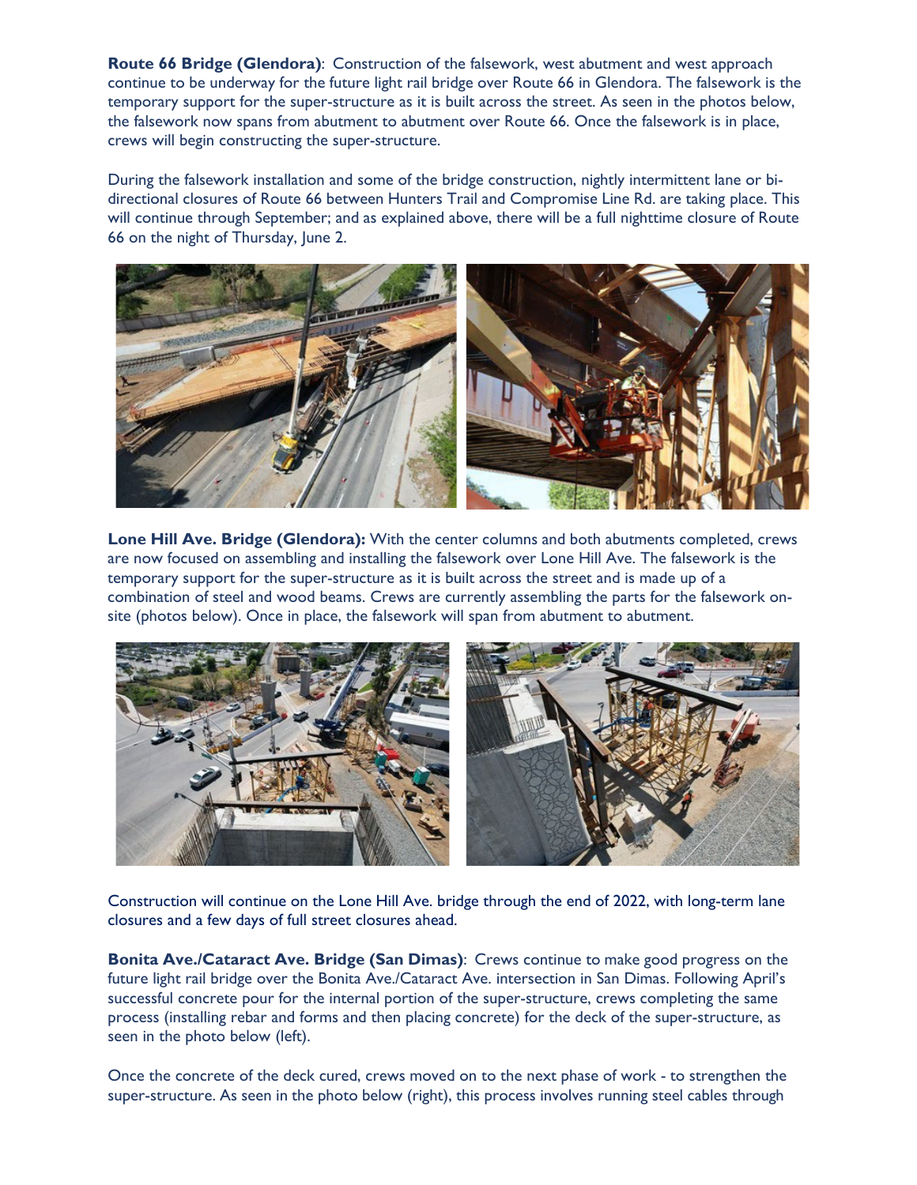**Route 66 Bridge (Glendora)**: Construction of the falsework, west abutment and west approach continue to be underway for the future light rail bridge over Route 66 in Glendora. The falsework is the temporary support for the super-structure as it is built across the street. As seen in the photos below, the falsework now spans from abutment to abutment over Route 66. Once the falsework is in place, crews will begin constructing the super-structure.

During the falsework installation and some of the bridge construction, nightly intermittent lane or bi-directional closures of Route 66 between Hunters Trail and Compromise Line Rd. are taking place. This will continue through September; and as explained above, there will be a full nighttime closure of Route 66 on the night of Thursday, June 2.

**Lone Hill Ave. Bridge (Glendora):** With the center columns and both abutments completed, crews are now focused on assembling and installing the falsework over Lone Hill Ave. The falsework is the temporary support for the super-structure as it is built across the street and is made up of a combination of steel and wood beams. Crews are currently assembling the parts for the falsework on-site (photos below). Once in place, the falsework will span from abutment to abutment.

Construction will continue on the Lone Hill Ave. bridge through the end of 2022, with long-term lane closures and a few days of full street closures ahead.

**Bonita Ave./Cataract Ave. Bridge (San Dimas)**: Crews continue to make good progress on the future light rail bridge over the Bonita Ave./Cataract Ave. intersection in San Dimas. Following April's successful concrete pour for the internal portion of the super-structure, crews completing the same process (installing rebar and forms and then placing concrete) for the deck of the super-structure, as seen in the photo below (left).

Once the concrete of the deck cured, crews moved on to the next phase of work - to strengthen the super-structure. As seen in the photo below (right), this process involves running steel cables through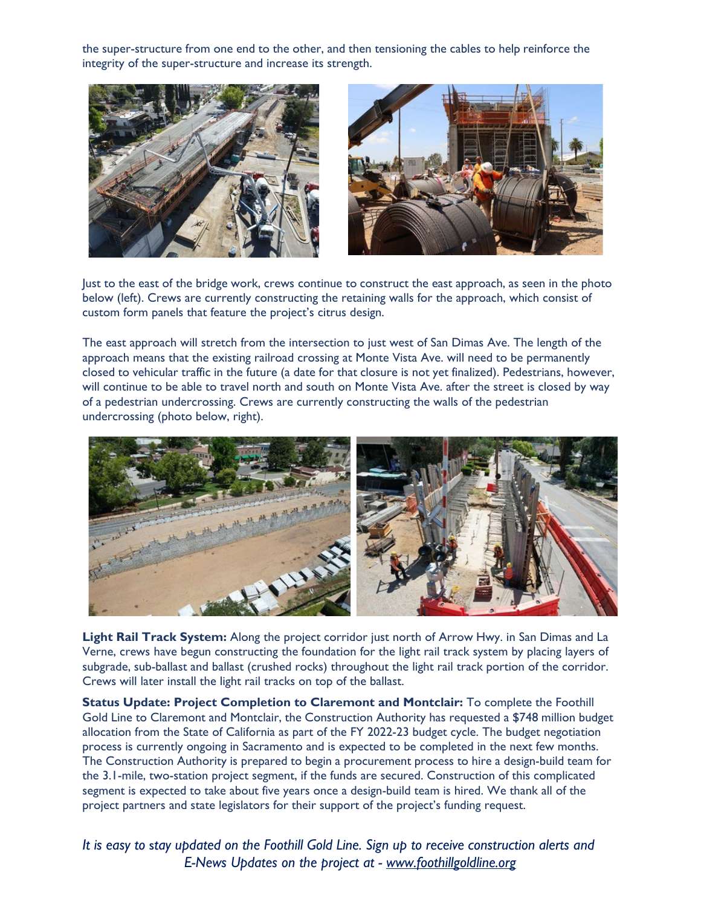the super-structure from one end to the other, and then tensioning the cables to help reinforce the integrity of the super-structure and increase its strength.

Just to the east of the bridge work, crews continue to construct the east approach, as seen in the photo below (left). Crews are currently constructing the retaining walls for the approach, which consist of custom form panels that feature the project's citrus design.

The east approach will stretch from the intersection to just west of San Dimas Ave. The length of the approach means that the existing railroad crossing at Monte Vista Ave. will need to be permanently closed to vehicular traffic in the future (a date for that closure is not yet finalized). Pedestrians, however, will continue to be able to travel north and south on Monte Vista Ave. after the street is closed by way of a pedestrian undercrossing. Crews are currently constructing the walls of the pedestrian undercrossing (photo below, right).

**Light Rail Track System:** Along the project corridor just north of Arrow Hwy. in San Dimas and La Verne, crews have begun constructing the foundation for the light rail track system by placing layers of subgrade, sub-ballast and ballast (crushed rocks) throughout the light rail track portion of the corridor. Crews will later install the light rail tracks on top of the ballast.

**Status Update: Project Completion to Claremont and Montclair:** To complete the Foothill Gold Line to Claremont and Montclair, the Construction Authority has requested a $748 million budget allocation from the State of California as part of the FY 2022-23 budget cycle. The budget negotiation process is currently ongoing in Sacramento and is expected to be completed in the next few months. The Construction Authority is prepared to begin a procurement process to hire a design-build team for the 3.1-mile, two-station project segment, if the funds are secured. Construction of this complicated segment is expected to take about five years once a design-build team is hired. We thank all of the project partners and state legislators for their support of the project's funding request.

*It is easy to stay updated on the Foothill Gold Line. Sign up to receive construction alerts and E-News Updates on the project at - [www.foothillgoldline.org](www.foothillgoldline.org)*